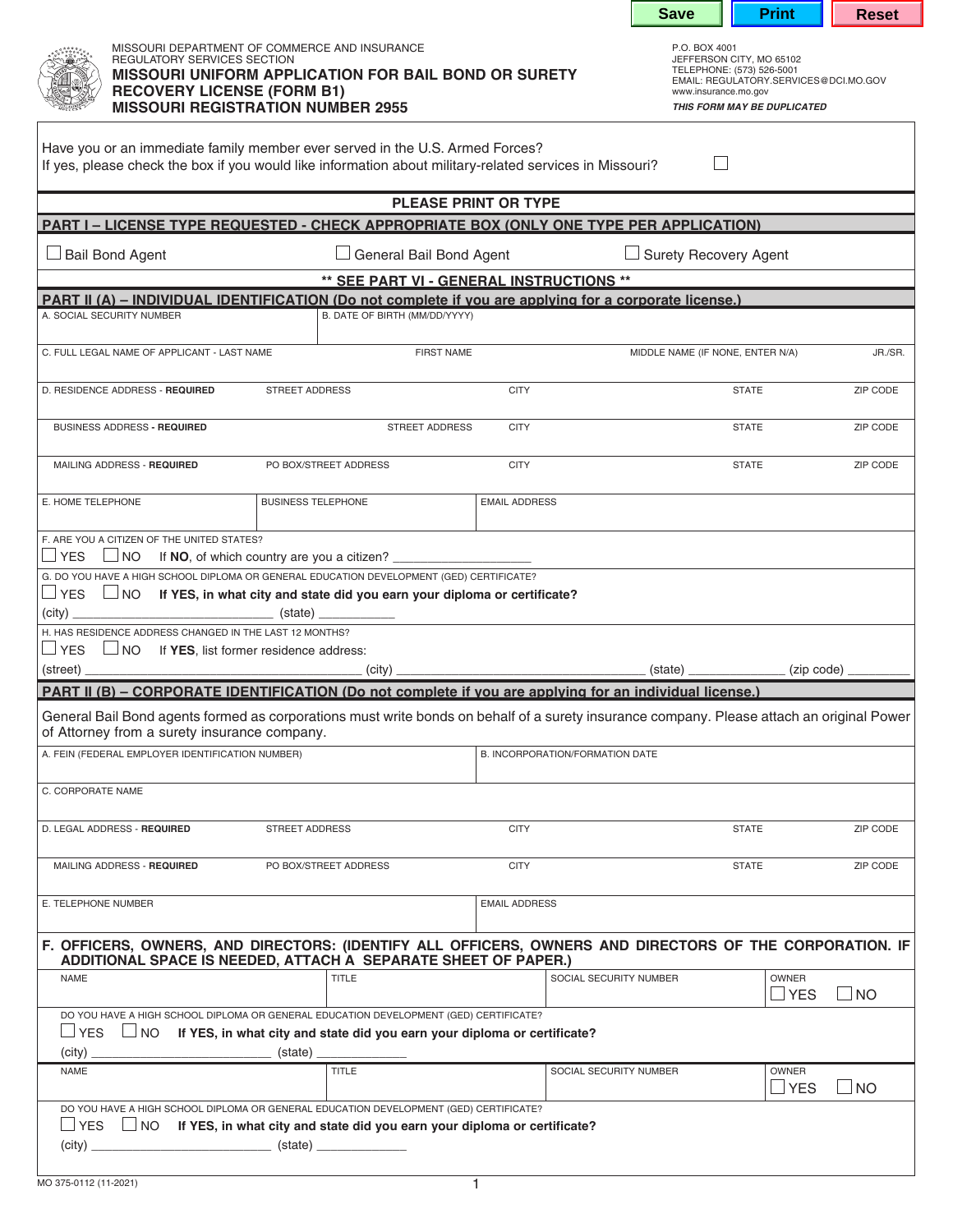MISSOURI DEPARTMENT OF COMMERCE AND INSURANCE
REGULATORY SERVICES SECTION

# MISSOURI UNIFORM APPLICATION FOR BAIL BOND OR SURETY RECOVERY LICENSE (FORM B1)
## MISSOURI REGISTRATION NUMBER 2955

P.O. BOX 4001
JEFFERSON CITY, MO 65102
TELEPHONE: (573) 526-5001
EMAIL: REGULATORY.SERVICES@DCI.MO.GOV
www.insurance.mo.gov

***THIS FORM MAY BE DUPLICATED***

Have you or an immediate family member ever served in the U.S. Armed Forces?
If yes, please check the box if you would like information about military-related services in Missouri? ☐

**PLEASE PRINT OR TYPE**

## PART I – LICENSE TYPE REQUESTED - CHECK APPROPRIATE BOX (ONLY ONE TYPE PER APPLICATION)

☐ Bail Bond Agent ☐ General Bail Bond Agent ☐ Surety Recovery Agent

**\*\* SEE PART VI - GENERAL INSTRUCTIONS \*\***

## PART II (A) – INDIVIDUAL IDENTIFICATION (Do not complete if you are applying for a corporate license.)

| A. SOCIAL SECURITY NUMBER | B. DATE OF BIRTH (MM/DD/YYYY) | | | |
|---|---|---|---|---|
| C. FULL LEGAL NAME OF APPLICANT - LAST NAME | FIRST NAME | MIDDLE NAME (IF NONE, ENTER N/A) | JR./SR. | |
| D. RESIDENCE ADDRESS - **REQUIRED** STREET ADDRESS | CITY | STATE | ZIP CODE | |
| BUSINESS ADDRESS - **REQUIRED** STREET ADDRESS | CITY | STATE | ZIP CODE | |
| MAILING ADDRESS - **REQUIRED** PO BOX/STREET ADDRESS | CITY | STATE | ZIP CODE | |
| E. HOME TELEPHONE | BUSINESS TELEPHONE | EMAIL ADDRESS | | |

F. ARE YOU A CITIZEN OF THE UNITED STATES?
☐ YES ☐ NO If **NO**, of which country are you a citizen? ____________________

G. DO YOU HAVE A HIGH SCHOOL DIPLOMA OR GENERAL EDUCATION DEVELOPMENT (GED) CERTIFICATE?
☐ YES ☐ NO **If YES, in what city and state did you earn your diploma or certificate?**
(city) __________________________ (state) ______________

H. HAS RESIDENCE ADDRESS CHANGED IN THE LAST 12 MONTHS?
☐ YES ☐ NO If **YES**, list former residence address:
(street) ______________________________ (city) ______________________________ (state) ______________ (zip code) __________

## PART II (B) – CORPORATE IDENTIFICATION (Do not complete if you are applying for an individual license.)

General Bail Bond agents formed as corporations must write bonds on behalf of a surety insurance company. Please attach an original Power of Attorney from a surety insurance company.

| A. FEIN (FEDERAL EMPLOYER IDENTIFICATION NUMBER) | B. INCORPORATION/FORMATION DATE | | |
|---|---|---|---|
| C. CORPORATE NAME | | | |
| D. LEGAL ADDRESS - **REQUIRED** STREET ADDRESS | CITY | STATE | ZIP CODE |
| MAILING ADDRESS - **REQUIRED** PO BOX/STREET ADDRESS | CITY | STATE | ZIP CODE |
| E. TELEPHONE NUMBER | EMAIL ADDRESS | | |

**F. OFFICERS, OWNERS, AND DIRECTORS: (IDENTIFY ALL OFFICERS, OWNERS AND DIRECTORS OF THE CORPORATION. IF ADDITIONAL SPACE IS NEEDED, ATTACH A SEPARATE SHEET OF PAPER.)**

| NAME | TITLE | SOCIAL SECURITY NUMBER | OWNER ☐ YES ☐ NO |
|---|---|---|---|

DO YOU HAVE A HIGH SCHOOL DIPLOMA OR GENERAL EDUCATION DEVELOPMENT (GED) CERTIFICATE?
☐ YES ☐ NO **If YES, in what city and state did you earn your diploma or certificate?**
(city) __________________________ (state) ______________

| NAME | TITLE | SOCIAL SECURITY NUMBER | OWNER ☐ YES ☐ NO |
|---|---|---|---|

DO YOU HAVE A HIGH SCHOOL DIPLOMA OR GENERAL EDUCATION DEVELOPMENT (GED) CERTIFICATE?
☐ YES ☐ NO **If YES, in what city and state did you earn your diploma or certificate?**
(city) __________________________ (state) ______________

MO 375-0112 (11-2021)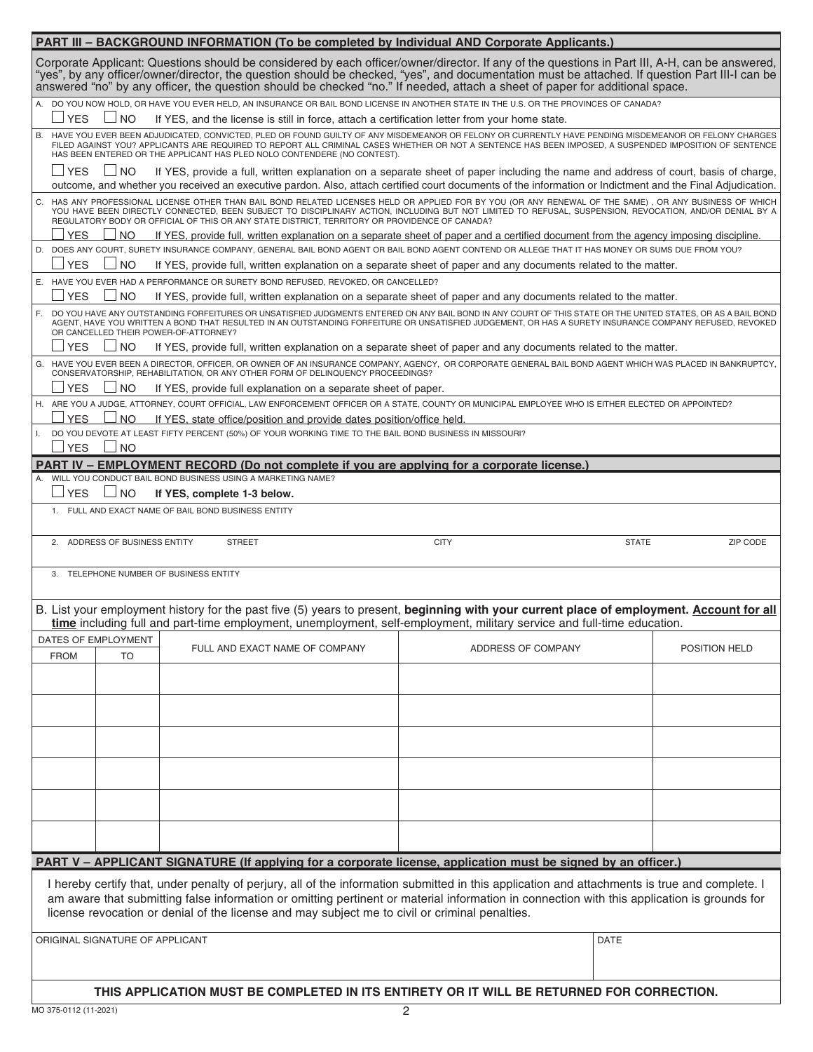## PART III – BACKGROUND INFORMATION (To be completed by Individual AND Corporate Applicants.)

Corporate Applicant: Questions should be considered by each officer/owner/director. If any of the questions in Part III, A-H, can be answered, "yes", by any officer/owner/director, the question should be checked, "yes", and documentation must be attached. If question Part III-I can be answered "no" by any officer, the question should be checked "no." If needed, attach a sheet of paper for additional space.

A. DO YOU NOW HOLD, OR HAVE YOU EVER HELD, AN INSURANCE OR BAIL BOND LICENSE IN ANOTHER STATE IN THE U.S. OR THE PROVINCES OF CANADA?

☐ YES ☐ NO If YES, and the license is still in force, attach a certification letter from your home state.

B. HAVE YOU EVER BEEN ADJUDICATED, CONVICTED, PLED OR FOUND GUILTY OF ANY MISDEMEANOR OR FELONY OR CURRENTLY HAVE PENDING MISDEMEANOR OR FELONY CHARGES FILED AGAINST YOU? APPLICANTS ARE REQUIRED TO REPORT ALL CRIMINAL CASES WHETHER OR NOT A SENTENCE HAS BEEN IMPOSED, A SUSPENDED IMPOSITION OF SENTENCE HAS BEEN ENTERED OR THE APPLICANT HAS PLED NOLO CONTENDERE (NO CONTEST).

☐ YES ☐ NO If YES, provide a full, written explanation on a separate sheet of paper including the name and address of court, basis of charge, outcome, and whether you received an executive pardon. Also, attach certified court documents of the information or Indictment and the Final Adjudication.

C. HAS ANY PROFESSIONAL LICENSE OTHER THAN BAIL BOND RELATED LICENSES HELD OR APPLIED FOR BY YOU (OR ANY RENEWAL OF THE SAME) , OR ANY BUSINESS OF WHICH YOU HAVE BEEN DIRECTLY CONNECTED, BEEN SUBJECT TO DISCIPLINARY ACTION, INCLUDING BUT NOT LIMITED TO REFUSAL, SUSPENSION, REVOCATION, AND/OR DENIAL BY A REGULATORY BODY OR OFFICIAL OF THIS OR ANY STATE DISTRICT, TERRITORY OR PROVIDENCE OF CANADA?

☐ YES ☐ NO If YES, provide full, written explanation on a separate sheet of paper and a certified document from the agency imposing discipline.

D. DOES ANY COURT, SURETY INSURANCE COMPANY, GENERAL BAIL BOND AGENT OR BAIL BOND AGENT CONTEND OR ALLEGE THAT IT HAS MONEY OR SUMS DUE FROM YOU?

☐ YES ☐ NO If YES, provide full, written explanation on a separate sheet of paper and any documents related to the matter.

E. HAVE YOU EVER HAD A PERFORMANCE OR SURETY BOND REFUSED, REVOKED, OR CANCELLED?

☐ YES ☐ NO If YES, provide full, written explanation on a separate sheet of paper and any documents related to the matter.

F. DO YOU HAVE ANY OUTSTANDING FORFEITURES OR UNSATISFIED JUDGMENTS ENTERED ON ANY BAIL BOND IN ANY COURT OF THIS STATE OR THE UNITED STATES, OR AS A BAIL BOND AGENT, HAVE YOU WRITTEN A BOND THAT RESULTED IN AN OUTSTANDING FORFEITURE OR UNSATISFIED JUDGEMENT, OR HAS A SURETY INSURANCE COMPANY REFUSED, REVOKED OR CANCELLED THEIR POWER-OF-ATTORNEY?

☐ YES ☐ NO If YES, provide full, written explanation on a separate sheet of paper and any documents related to the matter.

G. HAVE YOU EVER BEEN A DIRECTOR, OFFICER, OR OWNER OF AN INSURANCE COMPANY, AGENCY, OR CORPORATE GENERAL BAIL BOND AGENT WHICH WAS PLACED IN BANKRUPTCY, CONSERVATORSHIP, REHABILITATION, OR ANY OTHER FORM OF DELINQUENCY PROCEEDINGS?

☐ YES ☐ NO If YES, provide full explanation on a separate sheet of paper.

H. ARE YOU A JUDGE, ATTORNEY, COURT OFFICIAL, LAW ENFORCEMENT OFFICER OR A STATE, COUNTY OR MUNICIPAL EMPLOYEE WHO IS EITHER ELECTED OR APPOINTED?

☐ YES ☐ NO If YES, state office/position and provide dates position/office held.

I. DO YOU DEVOTE AT LEAST FIFTY PERCENT (50%) OF YOUR WORKING TIME TO THE BAIL BOND BUSINESS IN MISSOURI?

☐ YES ☐ NO

## PART IV – EMPLOYMENT RECORD (Do not complete if you are applying for a corporate license.)

A. WILL YOU CONDUCT BAIL BOND BUSINESS USING A MARKETING NAME?

☐ YES ☐ NO **If YES, complete 1-3 below.**

1. FULL AND EXACT NAME OF BAIL BOND BUSINESS ENTITY

2. ADDRESS OF BUSINESS ENTITY STREET CITY STATE ZIP CODE

3. TELEPHONE NUMBER OF BUSINESS ENTITY

B. List your employment history for the past five (5) years to present, **beginning with your current place of employment. Account for all time** including full and part-time employment, unemployment, self-employment, military service and full-time education.

| DATES OF EMPLOYMENT | | FULL AND EXACT NAME OF COMPANY | ADDRESS OF COMPANY | POSITION HELD |
|---|---|---|---|---|
| FROM | TO | | | |
| | | | | |
| | | | | |
| | | | | |
| | | | | |
| | | | | |
| | | | | |

## PART V – APPLICANT SIGNATURE (If applying for a corporate license, application must be signed by an officer.)

I hereby certify that, under penalty of perjury, all of the information submitted in this application and attachments is true and complete. I am aware that submitting false information or omitting pertinent or material information in connection with this application is grounds for license revocation or denial of the license and may subject me to civil or criminal penalties.

| ORIGINAL SIGNATURE OF APPLICANT | DATE |
|---|---|
| | |

**THIS APPLICATION MUST BE COMPLETED IN ITS ENTIRETY OR IT WILL BE RETURNED FOR CORRECTION.**

MO 375-0112 (11-2021)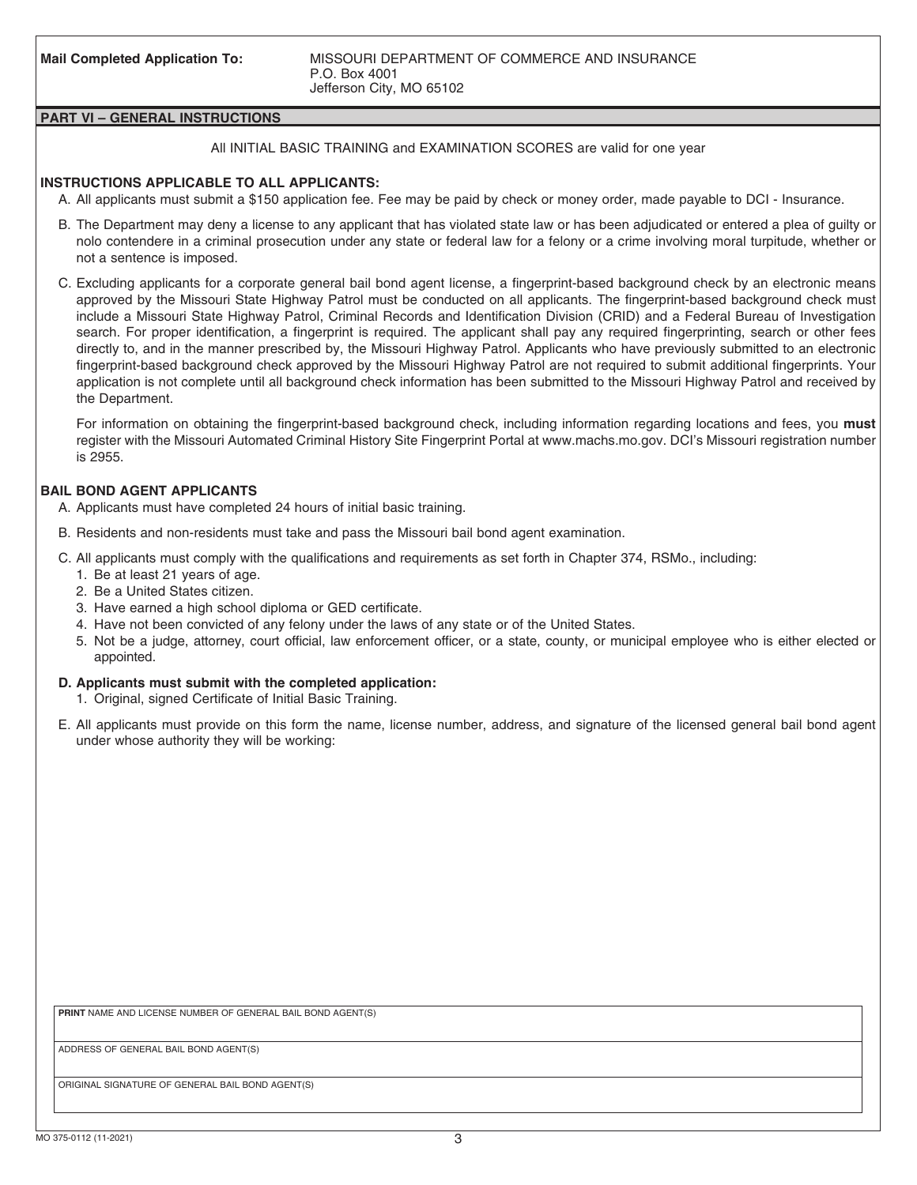**Mail Completed Application To:** MISSOURI DEPARTMENT OF COMMERCE AND INSURANCE
P.O. Box 4001
Jefferson City, MO 65102

## PART VI – GENERAL INSTRUCTIONS

All INITIAL BASIC TRAINING and EXAMINATION SCORES are valid for one year

### INSTRUCTIONS APPLICABLE TO ALL APPLICANTS:

A. All applicants must submit a $150 application fee. Fee may be paid by check or money order, made payable to DCI - Insurance.

B. The Department may deny a license to any applicant that has violated state law or has been adjudicated or entered a plea of guilty or nolo contendere in a criminal prosecution under any state or federal law for a felony or a crime involving moral turpitude, whether or not a sentence is imposed.

C. Excluding applicants for a corporate general bail bond agent license, a fingerprint-based background check by an electronic means approved by the Missouri State Highway Patrol must be conducted on all applicants. The fingerprint-based background check must include a Missouri State Highway Patrol, Criminal Records and Identification Division (CRID) and a Federal Bureau of Investigation search. For proper identification, a fingerprint is required. The applicant shall pay any required fingerprinting, search or other fees directly to, and in the manner prescribed by, the Missouri Highway Patrol. Applicants who have previously submitted to an electronic fingerprint-based background check approved by the Missouri Highway Patrol are not required to submit additional fingerprints. Your application is not complete until all background check information has been submitted to the Missouri Highway Patrol and received by the Department.

For information on obtaining the fingerprint-based background check, including information regarding locations and fees, you **must** register with the Missouri Automated Criminal History Site Fingerprint Portal at www.machs.mo.gov. DCI's Missouri registration number is 2955.

### BAIL BOND AGENT APPLICANTS

A. Applicants must have completed 24 hours of initial basic training.

B. Residents and non-residents must take and pass the Missouri bail bond agent examination.

C. All applicants must comply with the qualifications and requirements as set forth in Chapter 374, RSMo., including:
1. Be at least 21 years of age.
2. Be a United States citizen.
3. Have earned a high school diploma or GED certificate.
4. Have not been convicted of any felony under the laws of any state or of the United States.
5. Not be a judge, attorney, court official, law enforcement officer, or a state, county, or municipal employee who is either elected or appointed.

**D. Applicants must submit with the completed application:**
1. Original, signed Certificate of Initial Basic Training.

E. All applicants must provide on this form the name, license number, address, and signature of the licensed general bail bond agent under whose authority they will be working:

| **PRINT** NAME AND LICENSE NUMBER OF GENERAL BAIL BOND AGENT(S) |
|---|
| ADDRESS OF GENERAL BAIL BOND AGENT(S) |
| ORIGINAL SIGNATURE OF GENERAL BAIL BOND AGENT(S) |

MO 375-0112 (11-2021)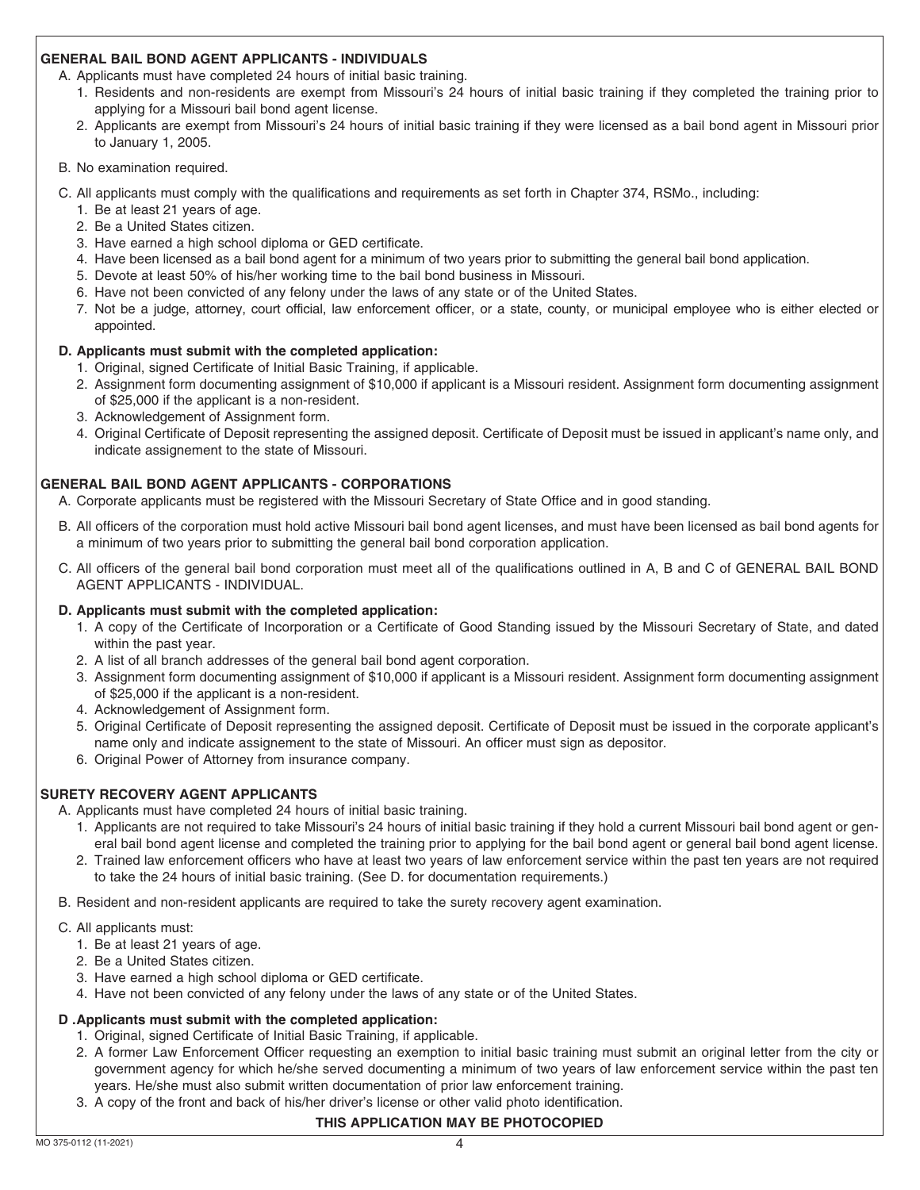## GENERAL BAIL BOND AGENT APPLICANTS - INDIVIDUALS

A. Applicants must have completed 24 hours of initial basic training.
   1. Residents and non-residents are exempt from Missouri's 24 hours of initial basic training if they completed the training prior to applying for a Missouri bail bond agent license.
   2. Applicants are exempt from Missouri's 24 hours of initial basic training if they were licensed as a bail bond agent in Missouri prior to January 1, 2005.

B. No examination required.

C. All applicants must comply with the qualifications and requirements as set forth in Chapter 374, RSMo., including:
   1. Be at least 21 years of age.
   2. Be a United States citizen.
   3. Have earned a high school diploma or GED certificate.
   4. Have been licensed as a bail bond agent for a minimum of two years prior to submitting the general bail bond application.
   5. Devote at least 50% of his/her working time to the bail bond business in Missouri.
   6. Have not been convicted of any felony under the laws of any state or of the United States.
   7. Not be a judge, attorney, court official, law enforcement officer, or a state, county, or municipal employee who is either elected or appointed.

**D. Applicants must submit with the completed application:**
   1. Original, signed Certificate of Initial Basic Training, if applicable.
   2. Assignment form documenting assignment of $10,000 if applicant is a Missouri resident. Assignment form documenting assignment of $25,000 if the applicant is a non-resident.
   3. Acknowledgement of Assignment form.
   4. Original Certificate of Deposit representing the assigned deposit. Certificate of Deposit must be issued in applicant's name only, and indicate assignement to the state of Missouri.

## GENERAL BAIL BOND AGENT APPLICANTS - CORPORATIONS

A. Corporate applicants must be registered with the Missouri Secretary of State Office and in good standing.

B. All officers of the corporation must hold active Missouri bail bond agent licenses, and must have been licensed as bail bond agents for a minimum of two years prior to submitting the general bail bond corporation application.

C. All officers of the general bail bond corporation must meet all of the qualifications outlined in A, B and C of GENERAL BAIL BOND AGENT APPLICANTS - INDIVIDUAL.

**D. Applicants must submit with the completed application:**
   1. A copy of the Certificate of Incorporation or a Certificate of Good Standing issued by the Missouri Secretary of State, and dated within the past year.
   2. A list of all branch addresses of the general bail bond agent corporation.
   3. Assignment form documenting assignment of $10,000 if applicant is a Missouri resident. Assignment form documenting assignment of $25,000 if the applicant is a non-resident.
   4. Acknowledgement of Assignment form.
   5. Original Certificate of Deposit representing the assigned deposit. Certificate of Deposit must be issued in the corporate applicant's name only and indicate assignement to the state of Missouri. An officer must sign as depositor.
   6. Original Power of Attorney from insurance company.

## SURETY RECOVERY AGENT APPLICANTS

A. Applicants must have completed 24 hours of initial basic training.
   1. Applicants are not required to take Missouri's 24 hours of initial basic training if they hold a current Missouri bail bond agent or general bail bond agent license and completed the training prior to applying for the bail bond agent or general bail bond agent license.
   2. Trained law enforcement officers who have at least two years of law enforcement service within the past ten years are not required to take the 24 hours of initial basic training. (See D. for documentation requirements.)

B. Resident and non-resident applicants are required to take the surety recovery agent examination.

C. All applicants must:
   1. Be at least 21 years of age.
   2. Be a United States citizen.
   3. Have earned a high school diploma or GED certificate.
   4. Have not been convicted of any felony under the laws of any state or of the United States.

**D .Applicants must submit with the completed application:**
   1. Original, signed Certificate of Initial Basic Training, if applicable.
   2. A former Law Enforcement Officer requesting an exemption to initial basic training must submit an original letter from the city or government agency for which he/she served documenting a minimum of two years of law enforcement service within the past ten years. He/she must also submit written documentation of prior law enforcement training.
   3. A copy of the front and back of his/her driver's license or other valid photo identification.

**THIS APPLICATION MAY BE PHOTOCOPIED**

MO 375-0112 (11-2021)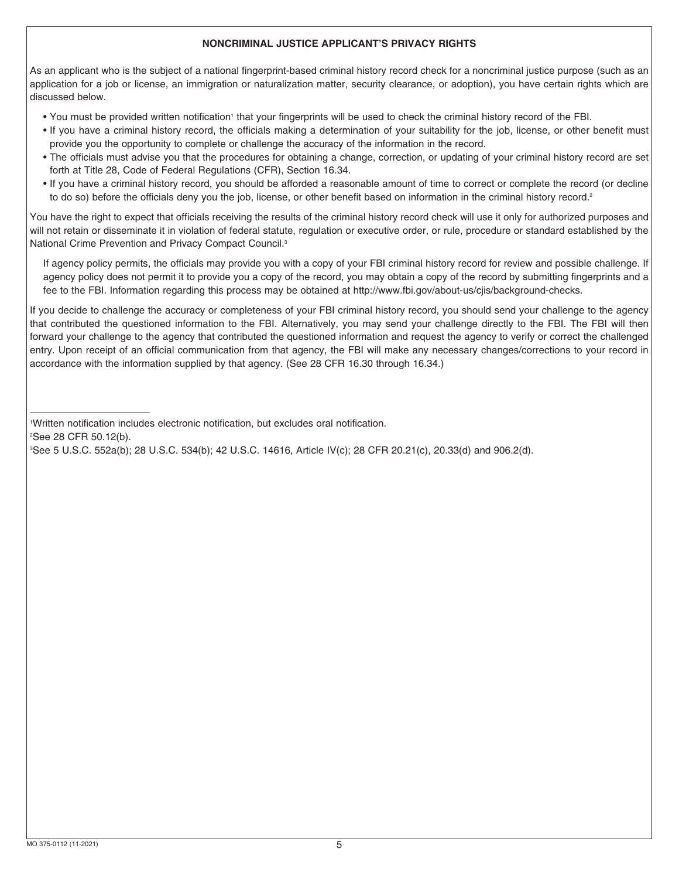## NONCRIMINAL JUSTICE APPLICANT'S PRIVACY RIGHTS

As an applicant who is the subject of a national fingerprint-based criminal history record check for a noncriminal justice purpose (such as an application for a job or license, an immigration or naturalization matter, security clearance, or adoption), you have certain rights which are discussed below.

- You must be provided written notification[1] that your fingerprints will be used to check the criminal history record of the FBI.
- If you have a criminal history record, the officials making a determination of your suitability for the job, license, or other benefit must provide you the opportunity to complete or challenge the accuracy of the information in the record.
- The officials must advise you that the procedures for obtaining a change, correction, or updating of your criminal history record are set forth at Title 28, Code of Federal Regulations (CFR), Section 16.34.
- If you have a criminal history record, you should be afforded a reasonable amount of time to correct or complete the record (or decline to do so) before the officials deny you the job, license, or other benefit based on information in the criminal history record.[2]

You have the right to expect that officials receiving the results of the criminal history record check will use it only for authorized purposes and will not retain or disseminate it in violation of federal statute, regulation or executive order, or rule, procedure or standard established by the National Crime Prevention and Privacy Compact Council.[3]

If agency policy permits, the officials may provide you with a copy of your FBI criminal history record for review and possible challenge. If agency policy does not permit it to provide you a copy of the record, you may obtain a copy of the record by submitting fingerprints and a fee to the FBI. Information regarding this process may be obtained at http://www.fbi.gov/about-us/cjis/background-checks.

If you decide to challenge the accuracy or completeness of your FBI criminal history record, you should send your challenge to the agency that contributed the questioned information to the FBI. Alternatively, you may send your challenge directly to the FBI. The FBI will then forward your challenge to the agency that contributed the questioned information and request the agency to verify or correct the challenged entry. Upon receipt of an official communication from that agency, the FBI will make any necessary changes/corrections to your record in accordance with the information supplied by that agency. (See 28 CFR 16.30 through 16.34.)

---

[1] Written notification includes electronic notification, but excludes oral notification.

[2] See 28 CFR 50.12(b).

[3] See 5 U.S.C. 552a(b); 28 U.S.C. 534(b); 42 U.S.C. 14616, Article IV(c); 28 CFR 20.21(c), 20.33(d) and 906.2(d).

MO 375-0112 (11-2021)